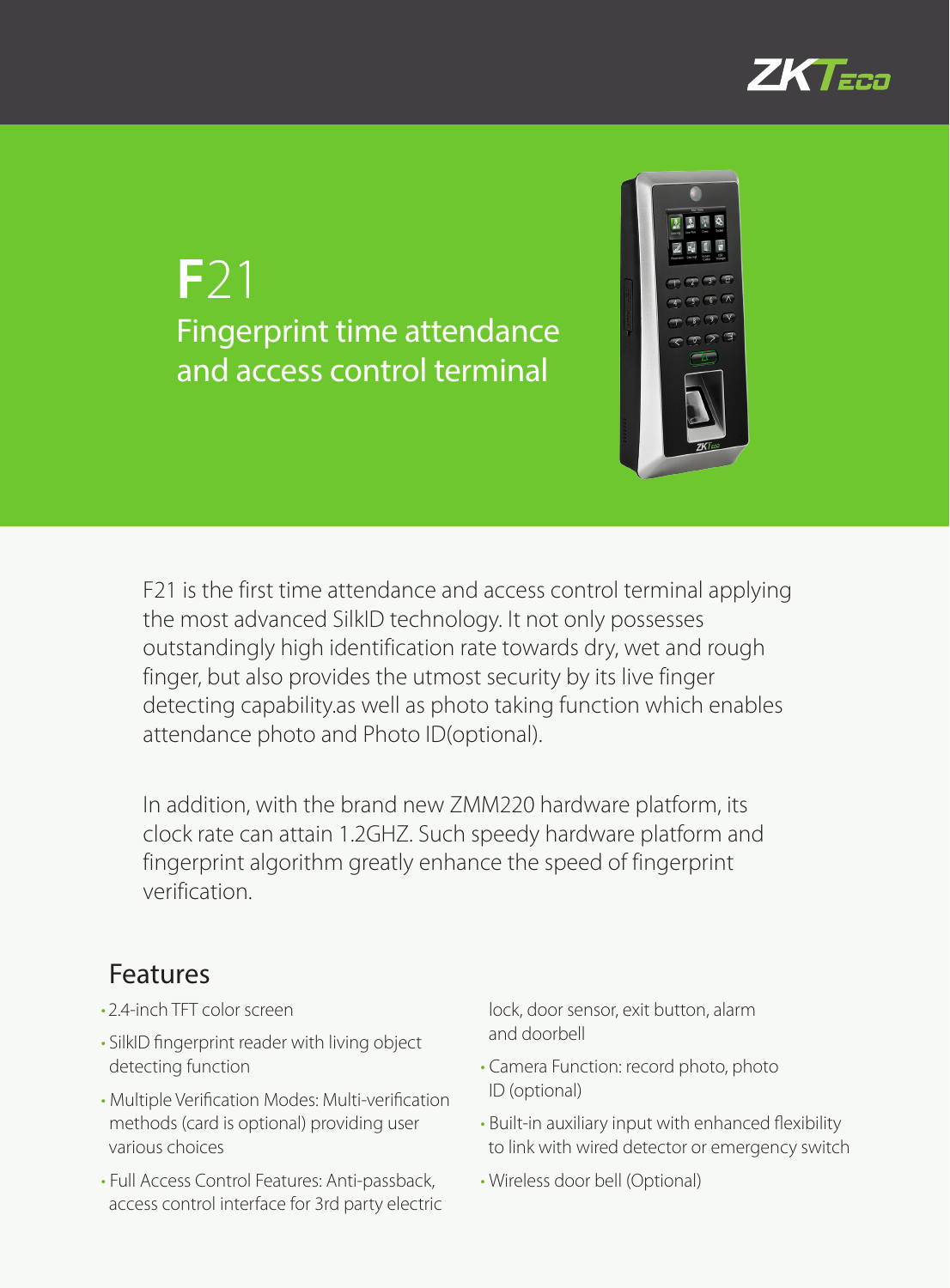# F21

## Fingerprint time attendance and access control terminal

F21 is the first time attendance and access control terminal applying the most advanced SilkID technology. It not only possesses outstandingly high identification rate towards dry, wet and rough finger, but also provides the utmost security by its live finger detecting capability.as well as photo taking function which enables attendance photo and Photo ID(optional).

In addition, with the brand new ZMM220 hardware platform, its clock rate can attain 1.2GHZ. Such speedy hardware platform and fingerprint algorithm greatly enhance the speed of fingerprint verification.

## Features

- 2.4-inch TFT color screen
- SilkID fingerprint reader with living object detecting function
- Multiple Verification Modes: Multi-verification methods (card is optional) providing user various choices
- Full Access Control Features: Anti-passback, access control interface for 3rd party electric lock, door sensor, exit button, alarm and doorbell
- Camera Function: record photo, photo ID (optional)
- Built-in auxiliary input with enhanced flexibility to link with wired detector or emergency switch
- Wireless door bell (Optional)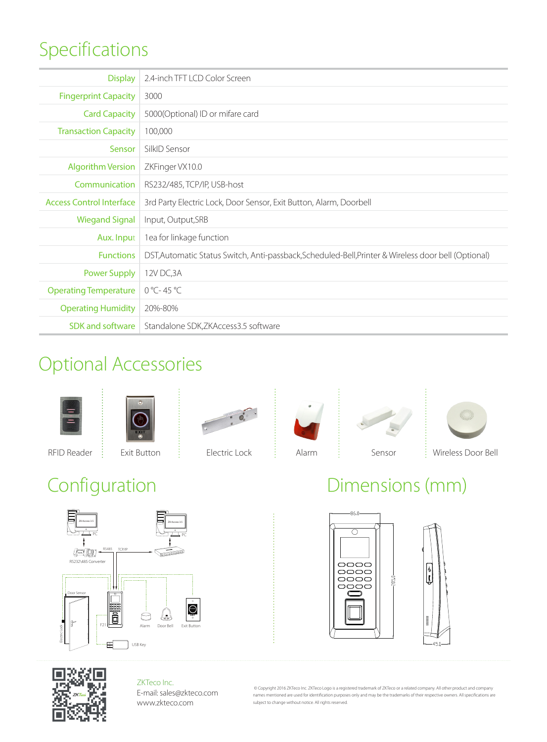# Specifications

| | |
|---|---|
| Display | 2.4-inch TFT LCD Color Screen |
| Fingerprint Capacity | 3000 |
| Card Capacity | 5000(Optional) ID or mifare card |
| Transaction Capacity | 100,000 |
| Sensor | SilkID Sensor |
| Algorithm Version | ZKFinger VX10.0 |
| Communication | RS232/485, TCP/IP, USB-host |
| Access Control Interface | 3rd Party Electric Lock, Door Sensor, Exit Button, Alarm, Doorbell |
| Wiegand Signal | Input, Output,SRB |
| Aux. Input | 1ea for linkage function |
| Functions | DST,Automatic Status Switch, Anti-passback,Scheduled-Bell,Printer & Wireless door bell (Optional) |
| Power Supply | 12V DC,3A |
| Operating Temperature | 0 °C- 45 °C |
| Operating Humidity | 20%-80% |
| SDK and software | Standalone SDK,ZKAccess3.5 software |

# Optional Accessories

RFID Reader

Exit Button

Electric Lock

Alarm

Sensor

Wireless Door Bell

# Configuration

ZK Access 3.5

PC

ZK Access 3.5

PC

RS485

TCP/IP

RS232\485 Converter

Door Sensor

Electric Lock

F21

Alarm

Door Bell

Exit Button

USB Key

# Dimensions (mm)

86.0

205.0

45.1

ZKTeco Inc.
E-mail: sales@zkteco.com
www.zkteco.com

© Copyright 2016 ZKTeco Inc. ZKTeco Logo is a registered trademark of ZKTeco or a related company. All other product and company names mentioned are used for identification purposes only and may be the trademarks of their respective owners. All specifications are subject to change without notice. All rights reserved.